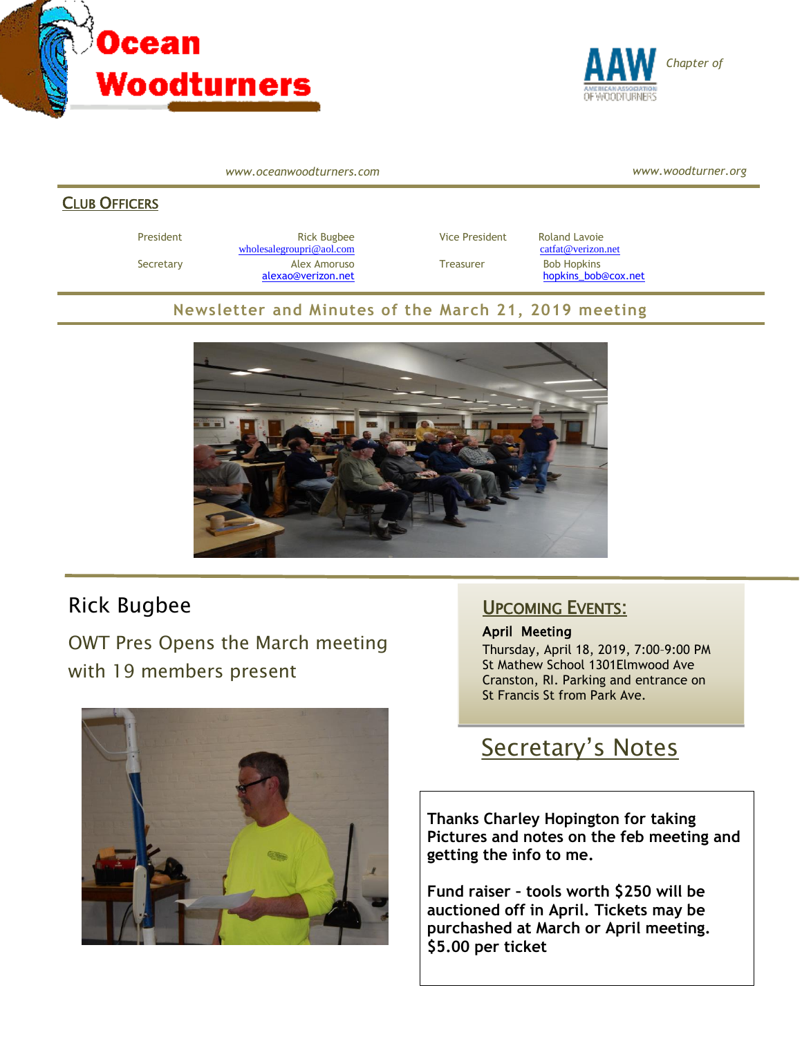# Ocean Woodturners

Chapter of AAW American Association of Woodturners

www.oceanwoodturners.com www.woodturner.org

## Club Officers

| | | | |
|---|---|---|---|
| President | Rick Bugbee wholesalegroupri@aol.com | Vice President | Roland Lavoie catfat@verizon.net |
| Secretary | Alex Amoruso alexao@verizon.net | Treasurer | Bob Hopkins hopkins_bob@cox.net |

### Newsletter and Minutes of the March 21, 2019 meeting

## Rick Bugbee

OWT Pres Opens the March meeting with 19 members present

## Upcoming Events:

**April Meeting**

Thursday, April 18, 2019, 7:00–9:00 PM
St Mathew School 1301Elmwood Ave
Cranston, RI. Parking and entrance on St Francis St from Park Ave.

## Secretary's Notes

**Thanks Charley Hopington for taking Pictures and notes on the feb meeting and getting the info to me.**

**Fund raiser – tools worth $250 will be auctioned off in April. Tickets may be purchased at March or April meeting. $5.00 per ticket**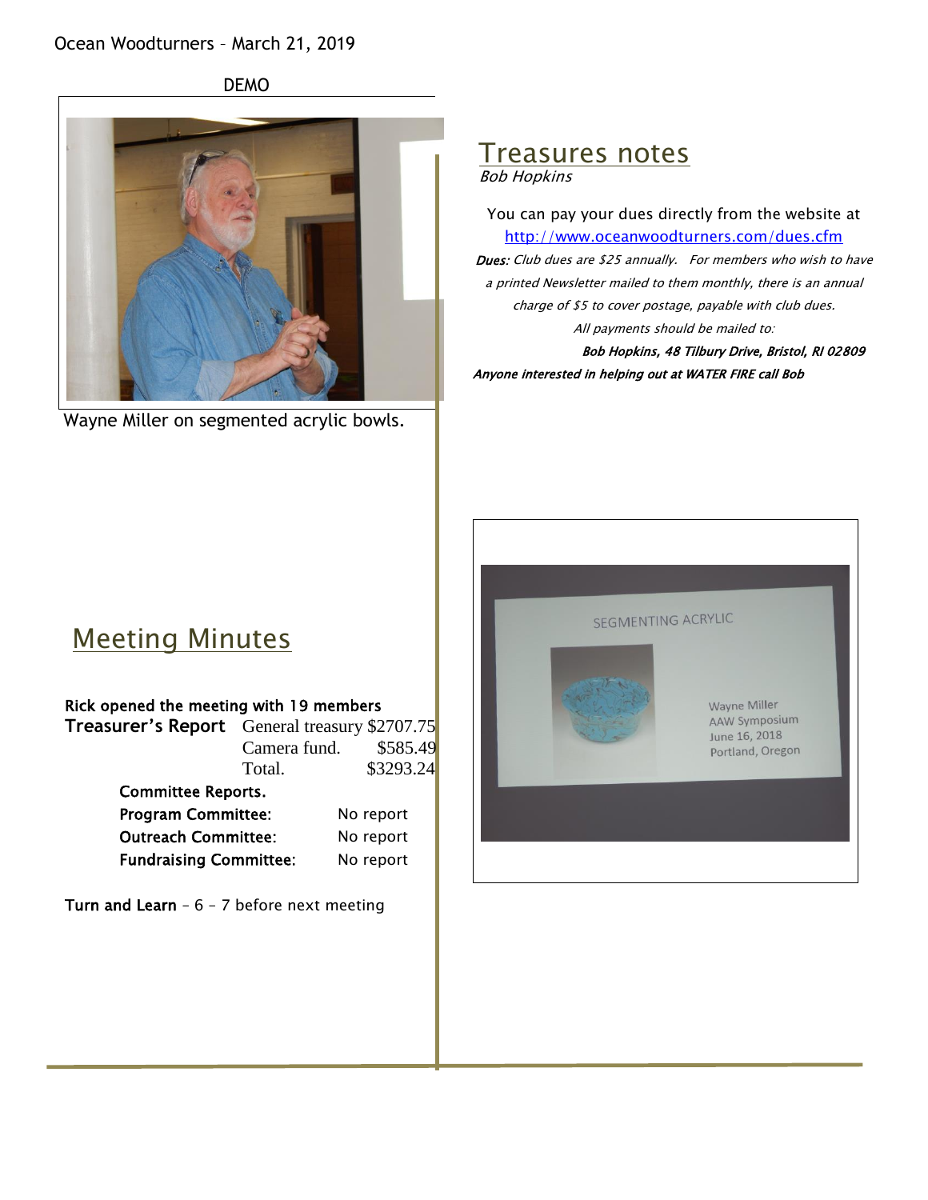Ocean Woodturners – March 21, 2019

DEMO

Wayne Miller on segmented acrylic bowls.

## Treasures notes

*Bob Hopkins*

You can pay your dues directly from the website at http://www.oceanwoodturners.com/dues.cfm

***Dues:*** *Club dues are $25 annually. For members who wish to have a printed Newsletter mailed to them monthly, there is an annual charge of $5 to cover postage, payable with club dues.*

*All payments should be mailed to:*

***Bob Hopkins, 48 Tilbury Drive, Bristol, RI 02809***

***Anyone interested in helping out at WATER FIRE call Bob***

## Meeting Minutes

**Rick opened the meeting with 19 members**

**Treasurer's Report**

| | |
|---|---|
| General treasury | $2707.75 |
| Camera fund. | $585.49 |
| Total. | $3293.24 |

**Committee Reports.**

| | |
|---|---|
| **Program Committee:** | No report |
| **Outreach Committee:** | No report |
| **Fundraising Committee:** | No report |

**Turn and Learn** – 6 – 7 before next meeting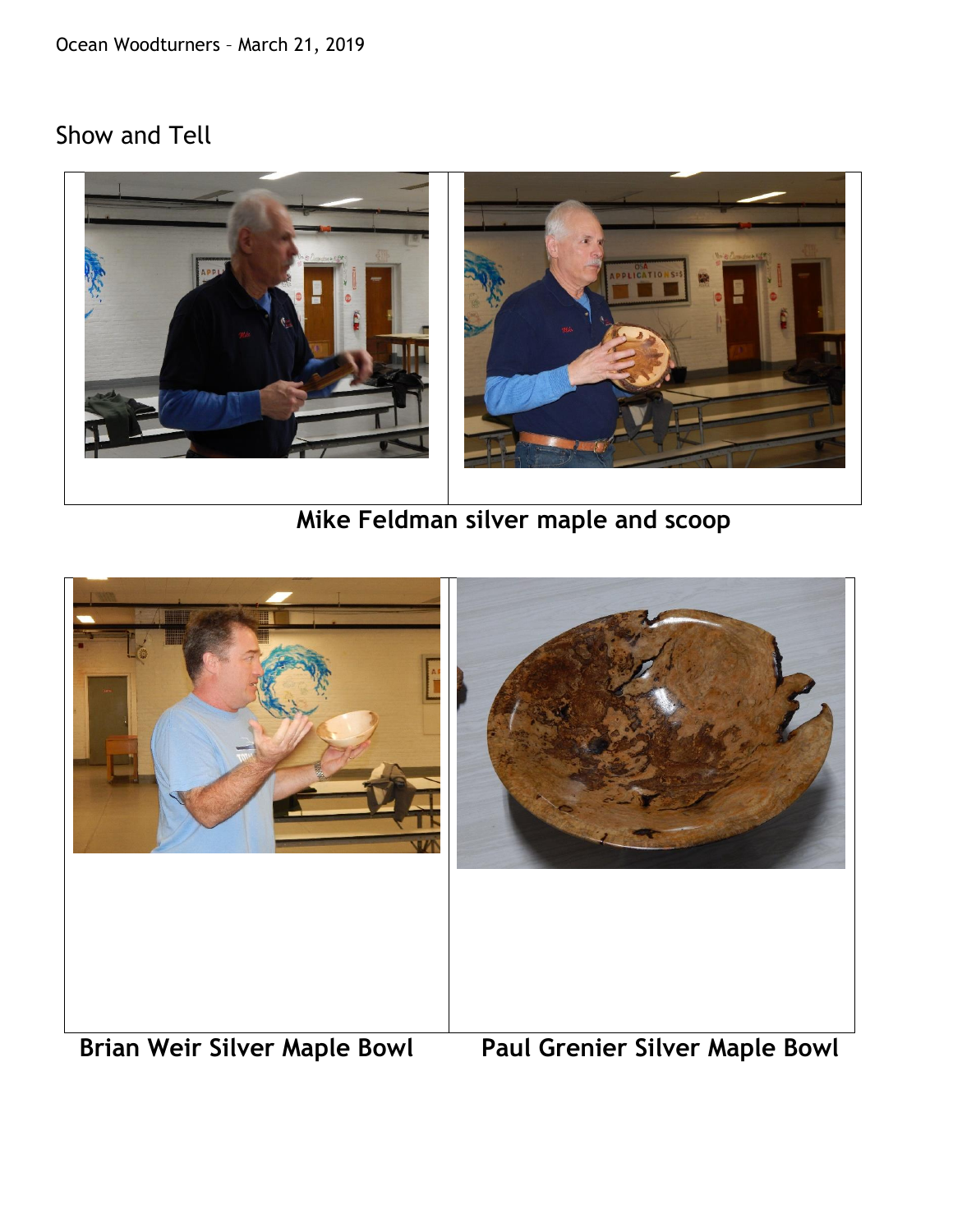## Show and Tell

**Mike Feldman silver maple and scoop**

**Brian Weir Silver Maple Bowl**

**Paul Grenier Silver Maple Bowl**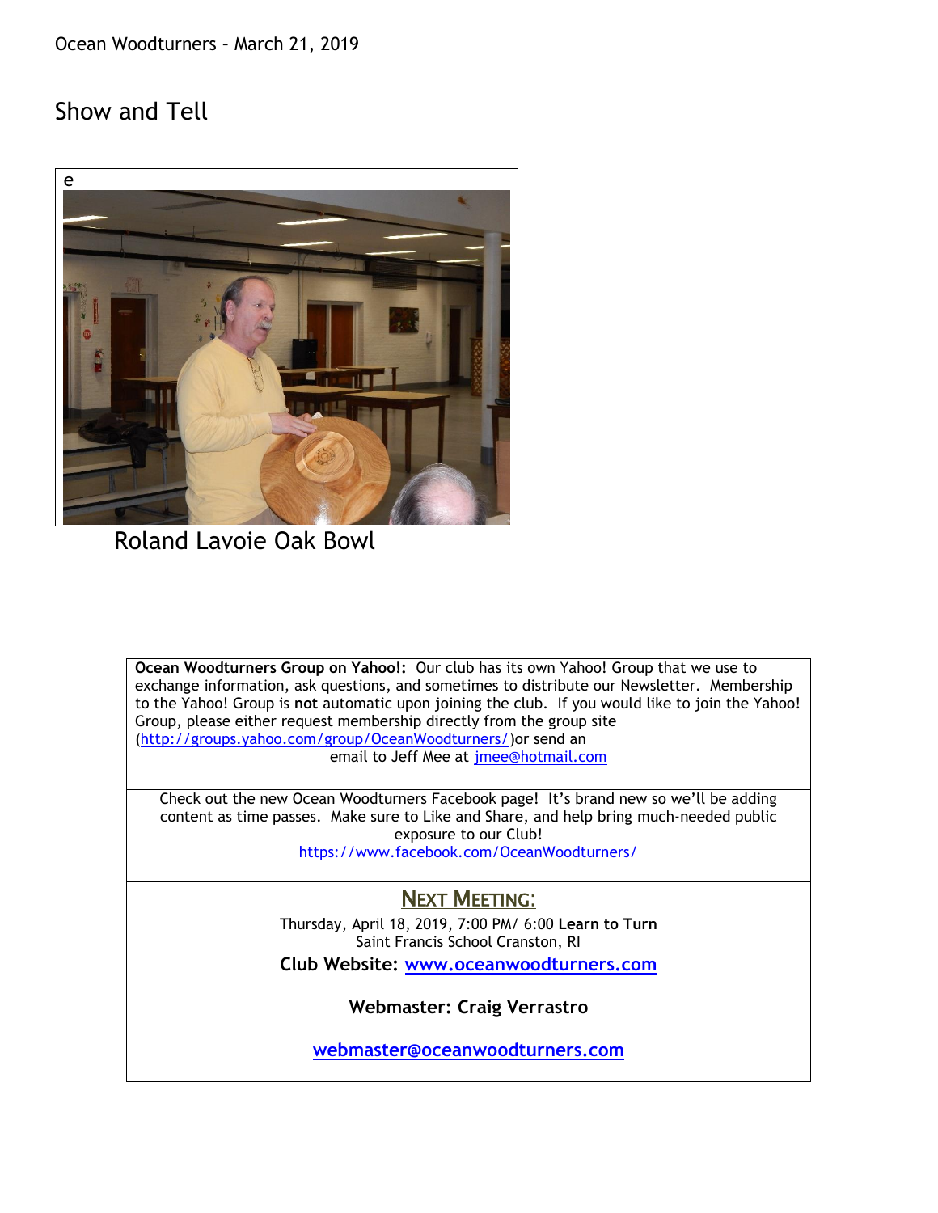## Show and Tell

e

Roland Lavoie Oak Bowl

**Ocean Woodturners Group on Yahoo!:** Our club has its own Yahoo! Group that we use to exchange information, ask questions, and sometimes to distribute our Newsletter. Membership to the Yahoo! Group is **not** automatic upon joining the club. If you would like to join the Yahoo! Group, please either request membership directly from the group site (http://groups.yahoo.com/group/OceanWoodturners/)or send an email to Jeff Mee at jmee@hotmail.com

Check out the new Ocean Woodturners Facebook page! It's brand new so we'll be adding content as time passes. Make sure to Like and Share, and help bring much-needed public exposure to our Club!
https://www.facebook.com/OceanWoodturners/

### NEXT MEETING:

Thursday, April 18, 2019, 7:00 PM/ 6:00 **Learn to Turn**
Saint Francis School Cranston, RI

**Club Website: www.oceanwoodturners.com**

**Webmaster: Craig Verrastro**

**webmaster@oceanwoodturners.com**